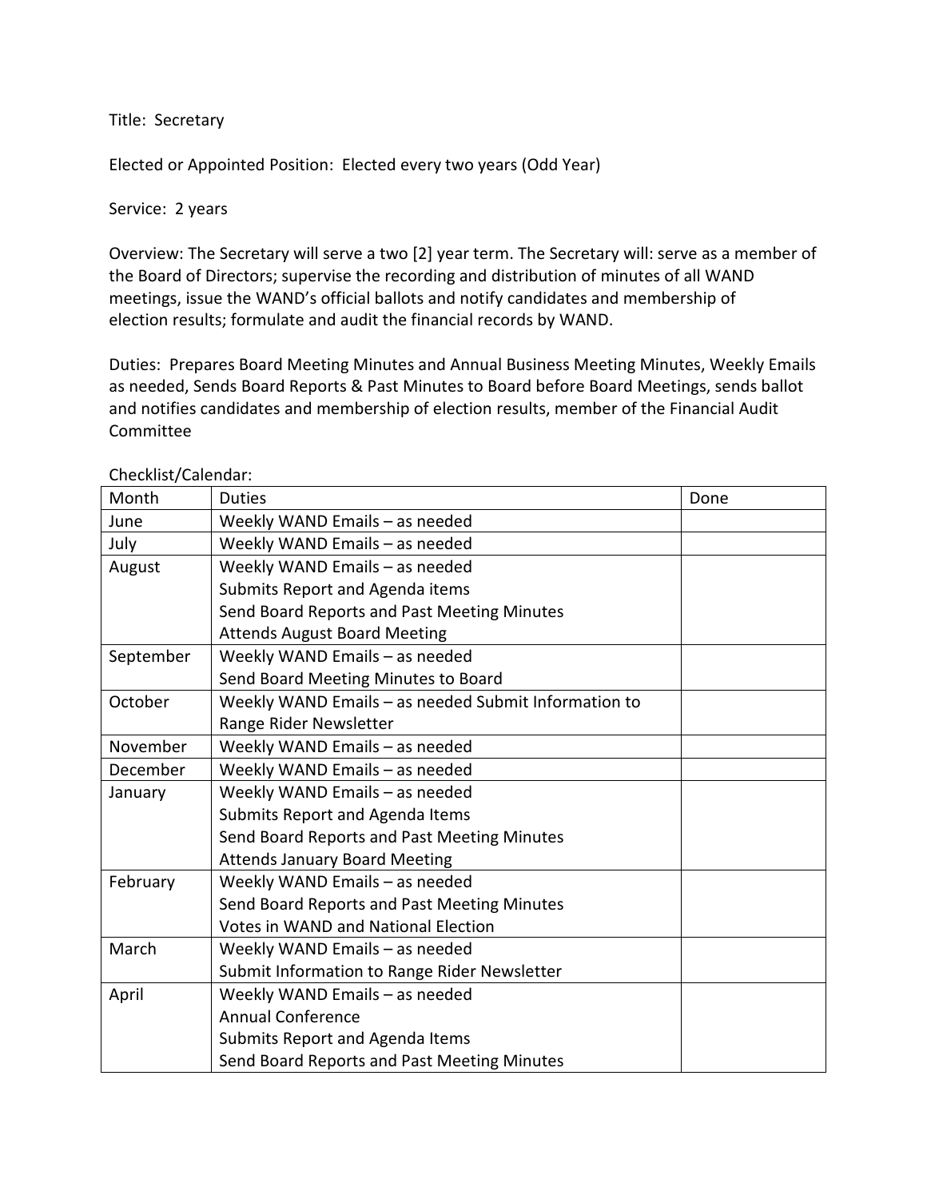Title: Secretary

Elected or Appointed Position: Elected every two years (Odd Year)

Service: 2 years

Overview: The Secretary will serve a two [2] year term. The Secretary will: serve as a member of the Board of Directors; supervise the recording and distribution of minutes of all WAND meetings, issue the WAND's official ballots and notify candidates and membership of election results; formulate and audit the financial records by WAND.

Duties: Prepares Board Meeting Minutes and Annual Business Meeting Minutes, Weekly Emails as needed, Sends Board Reports & Past Minutes to Board before Board Meetings, sends ballot and notifies candidates and membership of election results, member of the Financial Audit Committee

Checklist/Calendar:

| Month | Duties | Done |
|---|---|---|
| June | Weekly WAND Emails – as needed | |
| July | Weekly WAND Emails – as needed | |
| August | Weekly WAND Emails – as needed<br>Submits Report and Agenda items<br>Send Board Reports and Past Meeting Minutes<br>Attends August Board Meeting | |
| September | Weekly WAND Emails – as needed<br>Send Board Meeting Minutes to Board | |
| October | Weekly WAND Emails – as needed Submit Information to Range Rider Newsletter | |
| November | Weekly WAND Emails – as needed | |
| December | Weekly WAND Emails – as needed | |
| January | Weekly WAND Emails – as needed<br>Submits Report and Agenda Items<br>Send Board Reports and Past Meeting Minutes<br>Attends January Board Meeting | |
| February | Weekly WAND Emails – as needed<br>Send Board Reports and Past Meeting Minutes<br>Votes in WAND and National Election | |
| March | Weekly WAND Emails – as needed<br>Submit Information to Range Rider Newsletter | |
| April | Weekly WAND Emails – as needed<br>Annual Conference<br>Submits Report and Agenda Items<br>Send Board Reports and Past Meeting Minutes | |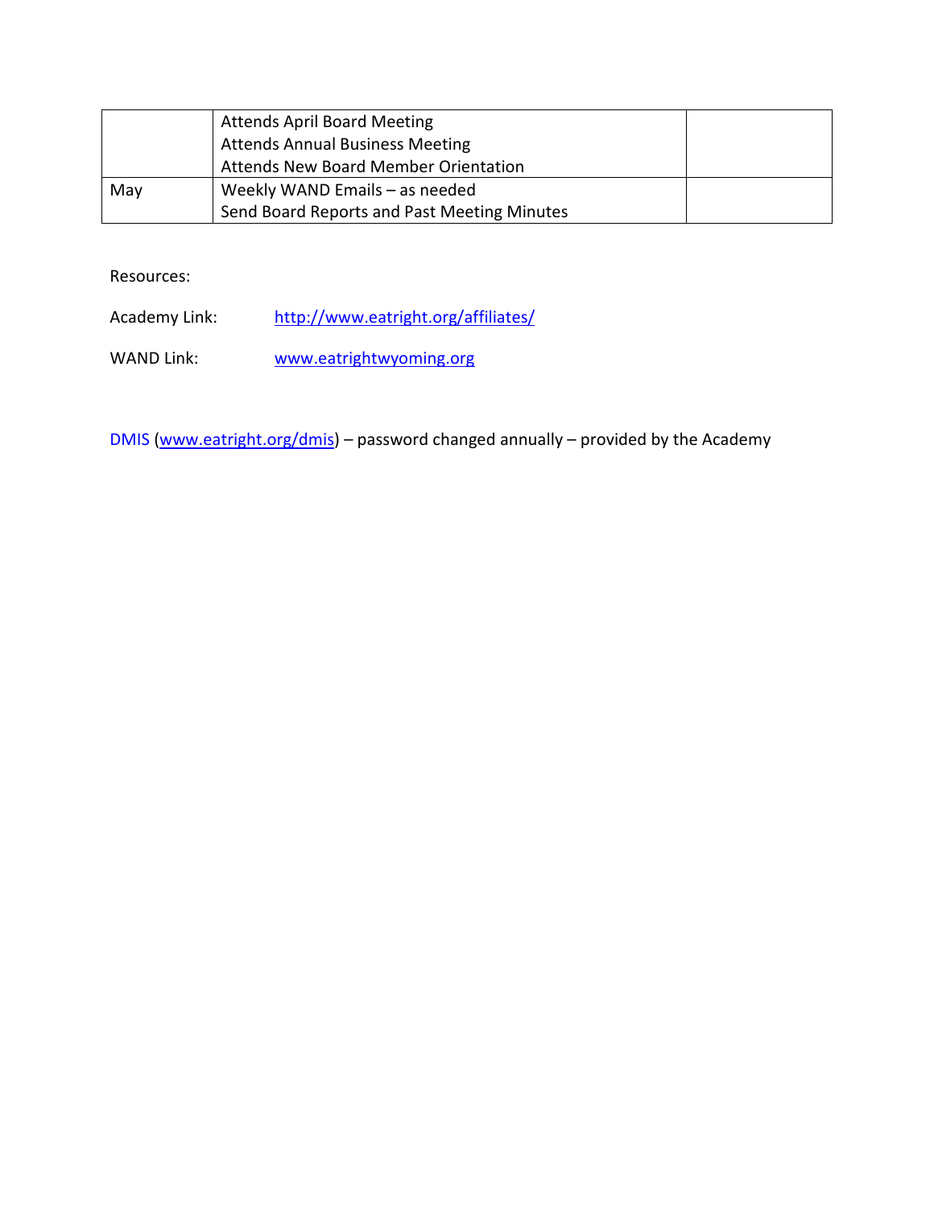| | | |
|---|---|---|
| | Attends April Board Meeting<br>Attends Annual Business Meeting<br>Attends New Board Member Orientation | |
| May | Weekly WAND Emails – as needed<br>Send Board Reports and Past Meeting Minutes | |

Resources:

Academy Link: http://www.eatright.org/affiliates/

WAND Link: www.eatrightwyoming.org

DMIS (www.eatright.org/dmis) – password changed annually – provided by the Academy